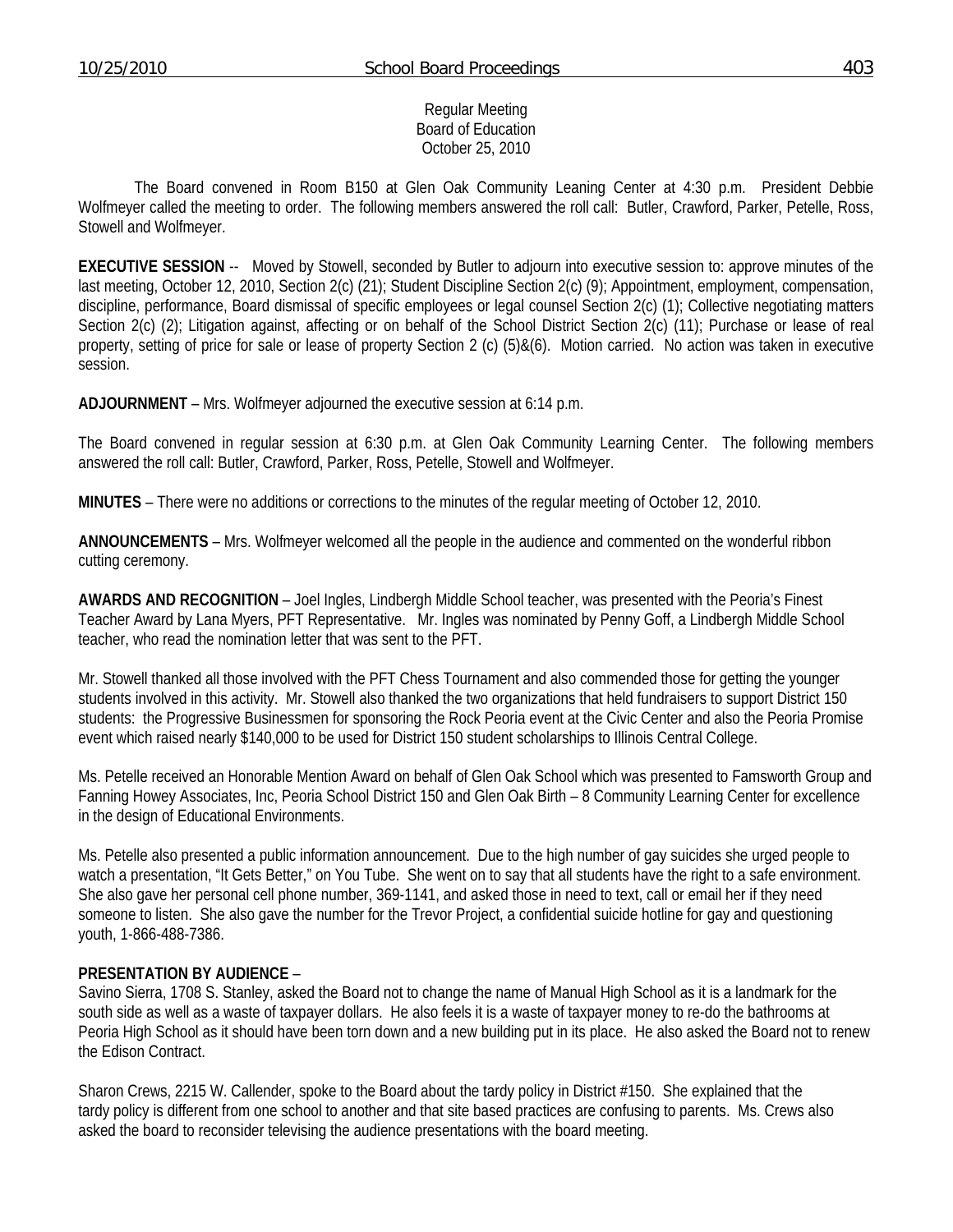Regular Meeting
Board of Education
October 25, 2010

The Board convened in Room B150 at Glen Oak Community Leaning Center at 4:30 p.m. President Debbie Wolfmeyer called the meeting to order. The following members answered the roll call: Butler, Crawford, Parker, Petelle, Ross, Stowell and Wolfmeyer.

**EXECUTIVE SESSION** -- Moved by Stowell, seconded by Butler to adjourn into executive session to: approve minutes of the last meeting, October 12, 2010, Section 2(c) (21); Student Discipline Section 2(c) (9); Appointment, employment, compensation, discipline, performance, Board dismissal of specific employees or legal counsel Section 2(c) (1); Collective negotiating matters Section 2(c) (2); Litigation against, affecting or on behalf of the School District Section 2(c) (11); Purchase or lease of real property, setting of price for sale or lease of property Section 2 (c) (5)&(6). Motion carried. No action was taken in executive session.

**ADJOURNMENT** – Mrs. Wolfmeyer adjourned the executive session at 6:14 p.m.

The Board convened in regular session at 6:30 p.m. at Glen Oak Community Learning Center. The following members answered the roll call: Butler, Crawford, Parker, Ross, Petelle, Stowell and Wolfmeyer.

**MINUTES** – There were no additions or corrections to the minutes of the regular meeting of October 12, 2010.

**ANNOUNCEMENTS** – Mrs. Wolfmeyer welcomed all the people in the audience and commented on the wonderful ribbon cutting ceremony.

**AWARDS AND RECOGNITION** – Joel Ingles, Lindbergh Middle School teacher, was presented with the Peoria's Finest Teacher Award by Lana Myers, PFT Representative. Mr. Ingles was nominated by Penny Goff, a Lindbergh Middle School teacher, who read the nomination letter that was sent to the PFT.

Mr. Stowell thanked all those involved with the PFT Chess Tournament and also commended those for getting the younger students involved in this activity. Mr. Stowell also thanked the two organizations that held fundraisers to support District 150 students: the Progressive Businessmen for sponsoring the Rock Peoria event at the Civic Center and also the Peoria Promise event which raised nearly $140,000 to be used for District 150 student scholarships to Illinois Central College.

Ms. Petelle received an Honorable Mention Award on behalf of Glen Oak School which was presented to Famsworth Group and Fanning Howey Associates, Inc, Peoria School District 150 and Glen Oak Birth – 8 Community Learning Center for excellence in the design of Educational Environments.

Ms. Petelle also presented a public information announcement. Due to the high number of gay suicides she urged people to watch a presentation, "It Gets Better," on You Tube. She went on to say that all students have the right to a safe environment. She also gave her personal cell phone number, 369-1141, and asked those in need to text, call or email her if they need someone to listen. She also gave the number for the Trevor Project, a confidential suicide hotline for gay and questioning youth, 1-866-488-7386.

**PRESENTATION BY AUDIENCE** –

Savino Sierra, 1708 S. Stanley, asked the Board not to change the name of Manual High School as it is a landmark for the south side as well as a waste of taxpayer dollars. He also feels it is a waste of taxpayer money to re-do the bathrooms at Peoria High School as it should have been torn down and a new building put in its place. He also asked the Board not to renew the Edison Contract.

Sharon Crews, 2215 W. Callender, spoke to the Board about the tardy policy in District #150. She explained that the tardy policy is different from one school to another and that site based practices are confusing to parents. Ms. Crews also asked the board to reconsider televising the audience presentations with the board meeting.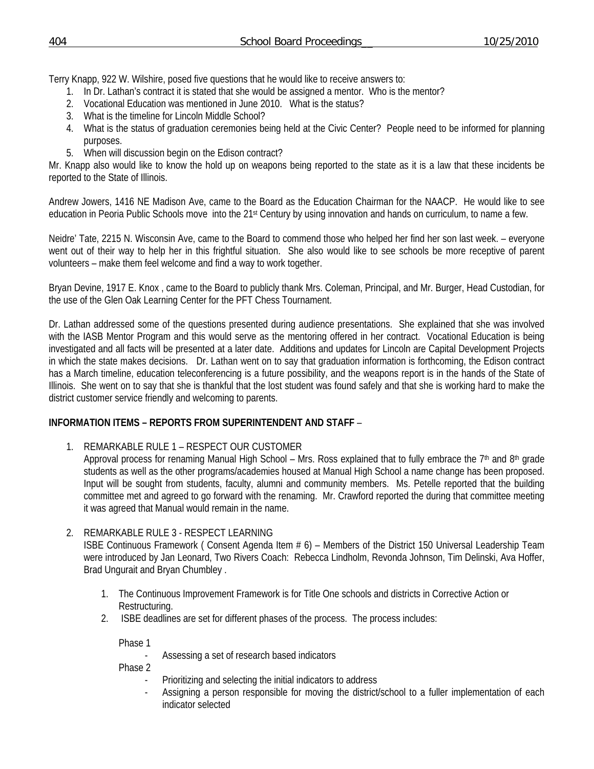Terry Knapp, 922 W. Wilshire, posed five questions that he would like to receive answers to:

1. In Dr. Lathan's contract it is stated that she would be assigned a mentor. Who is the mentor?
2. Vocational Education was mentioned in June 2010. What is the status?
3. What is the timeline for Lincoln Middle School?
4. What is the status of graduation ceremonies being held at the Civic Center? People need to be informed for planning purposes.
5. When will discussion begin on the Edison contract?

Mr. Knapp also would like to know the hold up on weapons being reported to the state as it is a law that these incidents be reported to the State of Illinois.

Andrew Jowers, 1416 NE Madison Ave, came to the Board as the Education Chairman for the NAACP. He would like to see education in Peoria Public Schools move into the 21st Century by using innovation and hands on curriculum, to name a few.

Neidre' Tate, 2215 N. Wisconsin Ave, came to the Board to commend those who helped her find her son last week. – everyone went out of their way to help her in this frightful situation. She also would like to see schools be more receptive of parent volunteers – make them feel welcome and find a way to work together.

Bryan Devine, 1917 E. Knox , came to the Board to publicly thank Mrs. Coleman, Principal, and Mr. Burger, Head Custodian, for the use of the Glen Oak Learning Center for the PFT Chess Tournament.

Dr. Lathan addressed some of the questions presented during audience presentations. She explained that she was involved with the IASB Mentor Program and this would serve as the mentoring offered in her contract. Vocational Education is being investigated and all facts will be presented at a later date. Additions and updates for Lincoln are Capital Development Projects in which the state makes decisions. Dr. Lathan went on to say that graduation information is forthcoming, the Edison contract has a March timeline, education teleconferencing is a future possibility, and the weapons report is in the hands of the State of Illinois. She went on to say that she is thankful that the lost student was found safely and that she is working hard to make the district customer service friendly and welcoming to parents.

**INFORMATION ITEMS – REPORTS FROM SUPERINTENDENT AND STAFF** –

1. REMARKABLE RULE 1 – RESPECT OUR CUSTOMER
   Approval process for renaming Manual High School – Mrs. Ross explained that to fully embrace the 7th and 8th grade students as well as the other programs/academies housed at Manual High School a name change has been proposed. Input will be sought from students, faculty, alumni and community members. Ms. Petelle reported that the building committee met and agreed to go forward with the renaming. Mr. Crawford reported the during that committee meeting it was agreed that Manual would remain in the name.

2. REMARKABLE RULE 3 - RESPECT LEARNING
   ISBE Continuous Framework ( Consent Agenda Item # 6) – Members of the District 150 Universal Leadership Team were introduced by Jan Leonard, Two Rivers Coach: Rebecca Lindholm, Revonda Johnson, Tim Delinski, Ava Hoffer, Brad Ungurait and Bryan Chumbley .

   1. The Continuous Improvement Framework is for Title One schools and districts in Corrective Action or Restructuring.
   2. ISBE deadlines are set for different phases of the process. The process includes:

      Phase 1
      - Assessing a set of research based indicators

      Phase 2
      - Prioritizing and selecting the initial indicators to address
      - Assigning a person responsible for moving the district/school to a fuller implementation of each indicator selected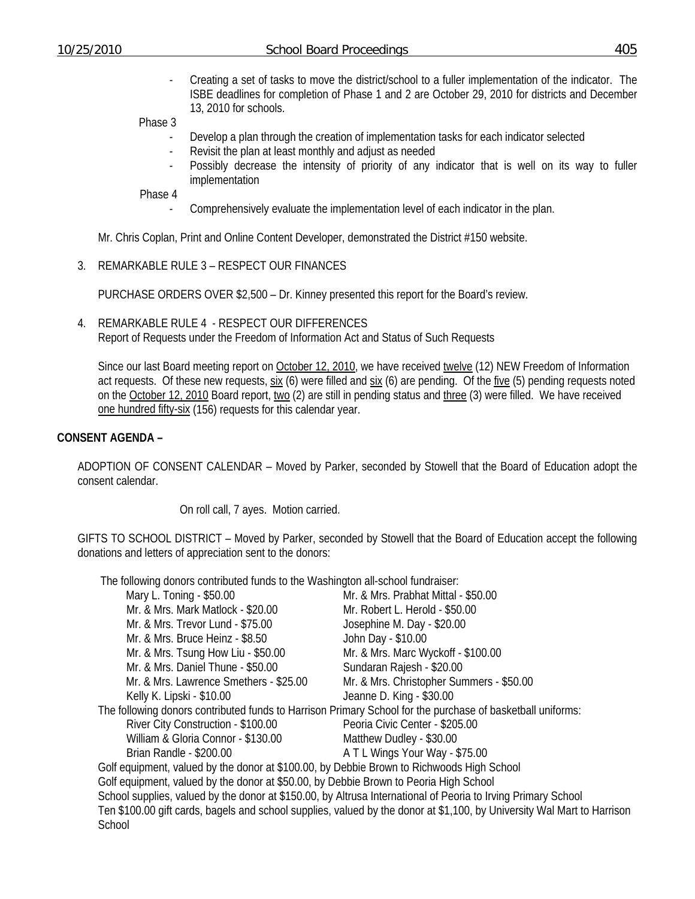- Creating a set of tasks to move the district/school to a fuller implementation of the indicator. The ISBE deadlines for completion of Phase 1 and 2 are October 29, 2010 for districts and December 13, 2010 for schools.

Phase 3

- Develop a plan through the creation of implementation tasks for each indicator selected
- Revisit the plan at least monthly and adjust as needed
- Possibly decrease the intensity of priority of any indicator that is well on its way to fuller implementation

Phase 4

- Comprehensively evaluate the implementation level of each indicator in the plan.

Mr. Chris Coplan, Print and Online Content Developer, demonstrated the District #150 website.

3. REMARKABLE RULE 3 – RESPECT OUR FINANCES

PURCHASE ORDERS OVER $2,500 – Dr. Kinney presented this report for the Board's review.

4. REMARKABLE RULE 4 - RESPECT OUR DIFFERENCES
Report of Requests under the Freedom of Information Act and Status of Such Requests

Since our last Board meeting report on October 12, 2010, we have received twelve (12) NEW Freedom of Information act requests. Of these new requests, six (6) were filled and six (6) are pending. Of the five (5) pending requests noted on the October 12, 2010 Board report, two (2) are still in pending status and three (3) were filled. We have received one hundred fifty-six (156) requests for this calendar year.

**CONSENT AGENDA –**

ADOPTION OF CONSENT CALENDAR – Moved by Parker, seconded by Stowell that the Board of Education adopt the consent calendar.

On roll call, 7 ayes. Motion carried.

GIFTS TO SCHOOL DISTRICT – Moved by Parker, seconded by Stowell that the Board of Education accept the following donations and letters of appreciation sent to the donors:

The following donors contributed funds to the Washington all-school fundraiser:

| | |
|---|---|
| Mary L. Toning - $50.00 | Mr. & Mrs. Prabhat Mittal - $50.00 |
| Mr. & Mrs. Mark Matlock - $20.00 | Mr. Robert L. Herold - $50.00 |
| Mr. & Mrs. Trevor Lund - $75.00 | Josephine M. Day - $20.00 |
| Mr. & Mrs. Bruce Heinz - $8.50 | John Day - $10.00 |
| Mr. & Mrs. Tsung How Liu - $50.00 | Mr. & Mrs. Marc Wyckoff - $100.00 |
| Mr. & Mrs. Daniel Thune - $50.00 | Sundaran Rajesh - $20.00 |
| Mr. & Mrs. Lawrence Smethers - $25.00 | Mr. & Mrs. Christopher Summers - $50.00 |
| Kelly K. Lipski - $10.00 | Jeanne D. King - $30.00 |

The following donors contributed funds to Harrison Primary School for the purchase of basketball uniforms:

| | |
|---|---|
| River City Construction - $100.00 | Peoria Civic Center - $205.00 |
| William & Gloria Connor - $130.00 | Matthew Dudley - $30.00 |
| Brian Randle - $200.00 | A T L Wings Your Way - $75.00 |

Golf equipment, valued by the donor at $100.00, by Debbie Brown to Richwoods High School
Golf equipment, valued by the donor at $50.00, by Debbie Brown to Peoria High School
School supplies, valued by the donor at $150.00, by Altrusa International of Peoria to Irving Primary School
Ten $100.00 gift cards, bagels and school supplies, valued by the donor at $1,100, by University Wal Mart to Harrison School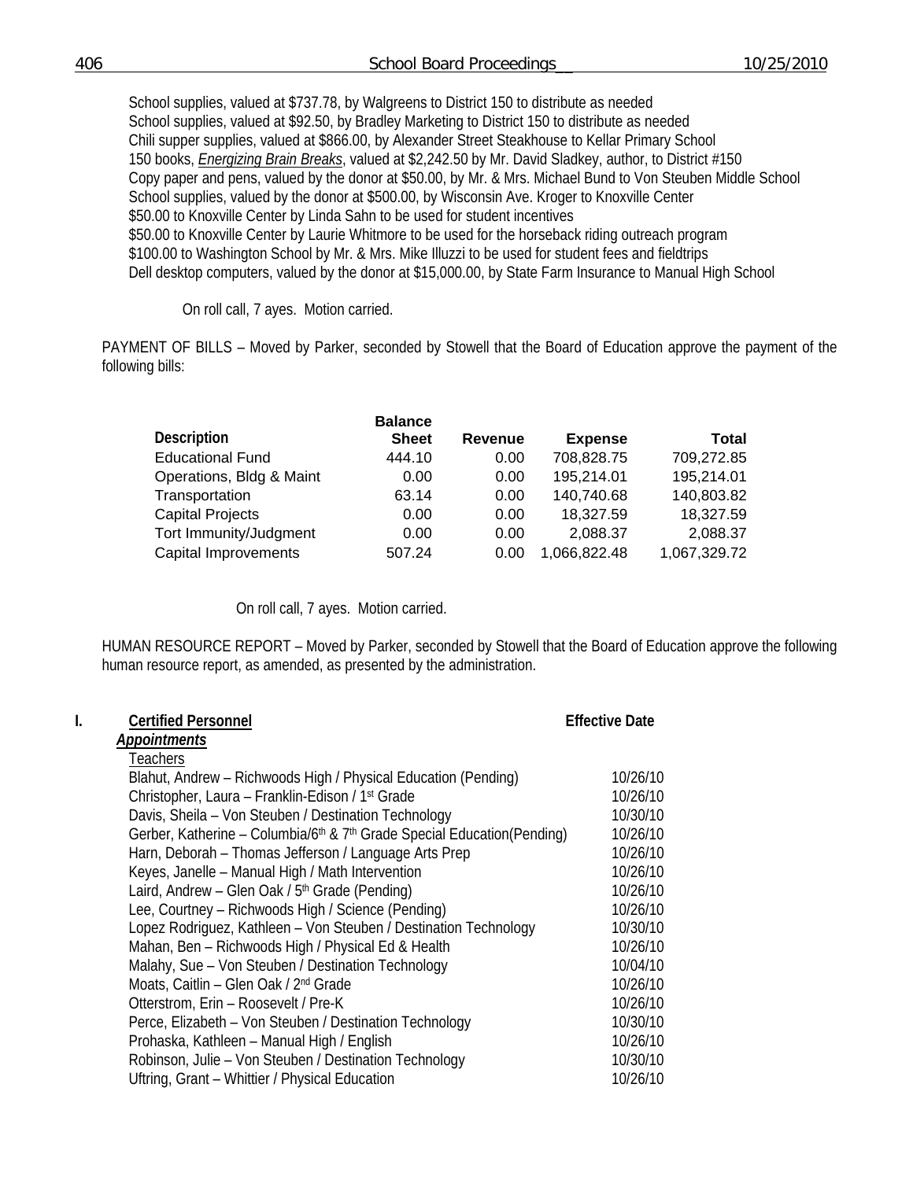School supplies, valued at $737.78, by Walgreens to District 150 to distribute as needed
School supplies, valued at $92.50, by Bradley Marketing to District 150 to distribute as needed
Chili supper supplies, valued at $866.00, by Alexander Street Steakhouse to Kellar Primary School
150 books, *Energizing Brain Breaks*, valued at $2,242.50 by Mr. David Sladkey, author, to District #150
Copy paper and pens, valued by the donor at $50.00, by Mr. & Mrs. Michael Bund to Von Steuben Middle School
School supplies, valued by the donor at $500.00, by Wisconsin Ave. Kroger to Knoxville Center
$50.00 to Knoxville Center by Linda Sahn to be used for student incentives
$50.00 to Knoxville Center by Laurie Whitmore to be used for the horseback riding outreach program
$100.00 to Washington School by Mr. & Mrs. Mike Illuzzi to be used for student fees and fieldtrips
Dell desktop computers, valued by the donor at $15,000.00, by State Farm Insurance to Manual High School

On roll call, 7 ayes. Motion carried.

PAYMENT OF BILLS – Moved by Parker, seconded by Stowell that the Board of Education approve the payment of the following bills:

| Description | Balance Sheet | Revenue | Expense | Total |
|---|---|---|---|---|
| Educational Fund | 444.10 | 0.00 | 708,828.75 | 709,272.85 |
| Operations, Bldg & Maint | 0.00 | 0.00 | 195,214.01 | 195,214.01 |
| Transportation | 63.14 | 0.00 | 140,740.68 | 140,803.82 |
| Capital Projects | 0.00 | 0.00 | 18,327.59 | 18,327.59 |
| Tort Immunity/Judgment | 0.00 | 0.00 | 2,088.37 | 2,088.37 |
| Capital Improvements | 507.24 | 0.00 | 1,066,822.48 | 1,067,329.72 |

On roll call, 7 ayes. Motion carried.

HUMAN RESOURCE REPORT – Moved by Parker, seconded by Stowell that the Board of Education approve the following human resource report, as amended, as presented by the administration.

**I. Certified Personnel** — **Effective Date**

***Appointments***

Teachers

| Name | Effective Date |
|---|---|
| Blahut, Andrew – Richwoods High / Physical Education (Pending) | 10/26/10 |
| Christopher, Laura – Franklin-Edison / 1st Grade | 10/26/10 |
| Davis, Sheila – Von Steuben / Destination Technology | 10/30/10 |
| Gerber, Katherine – Columbia/6th & 7th Grade Special Education(Pending) | 10/26/10 |
| Harn, Deborah – Thomas Jefferson / Language Arts Prep | 10/26/10 |
| Keyes, Janelle – Manual High / Math Intervention | 10/26/10 |
| Laird, Andrew – Glen Oak / 5th Grade (Pending) | 10/26/10 |
| Lee, Courtney – Richwoods High / Science (Pending) | 10/26/10 |
| Lopez Rodriguez, Kathleen – Von Steuben / Destination Technology | 10/30/10 |
| Mahan, Ben – Richwoods High / Physical Ed & Health | 10/26/10 |
| Malahy, Sue – Von Steuben / Destination Technology | 10/04/10 |
| Moats, Caitlin – Glen Oak / 2nd Grade | 10/26/10 |
| Otterstrom, Erin – Roosevelt / Pre-K | 10/26/10 |
| Perce, Elizabeth – Von Steuben / Destination Technology | 10/30/10 |
| Prohaska, Kathleen – Manual High / English | 10/26/10 |
| Robinson, Julie – Von Steuben / Destination Technology | 10/30/10 |
| Uftring, Grant – Whittier / Physical Education | 10/26/10 |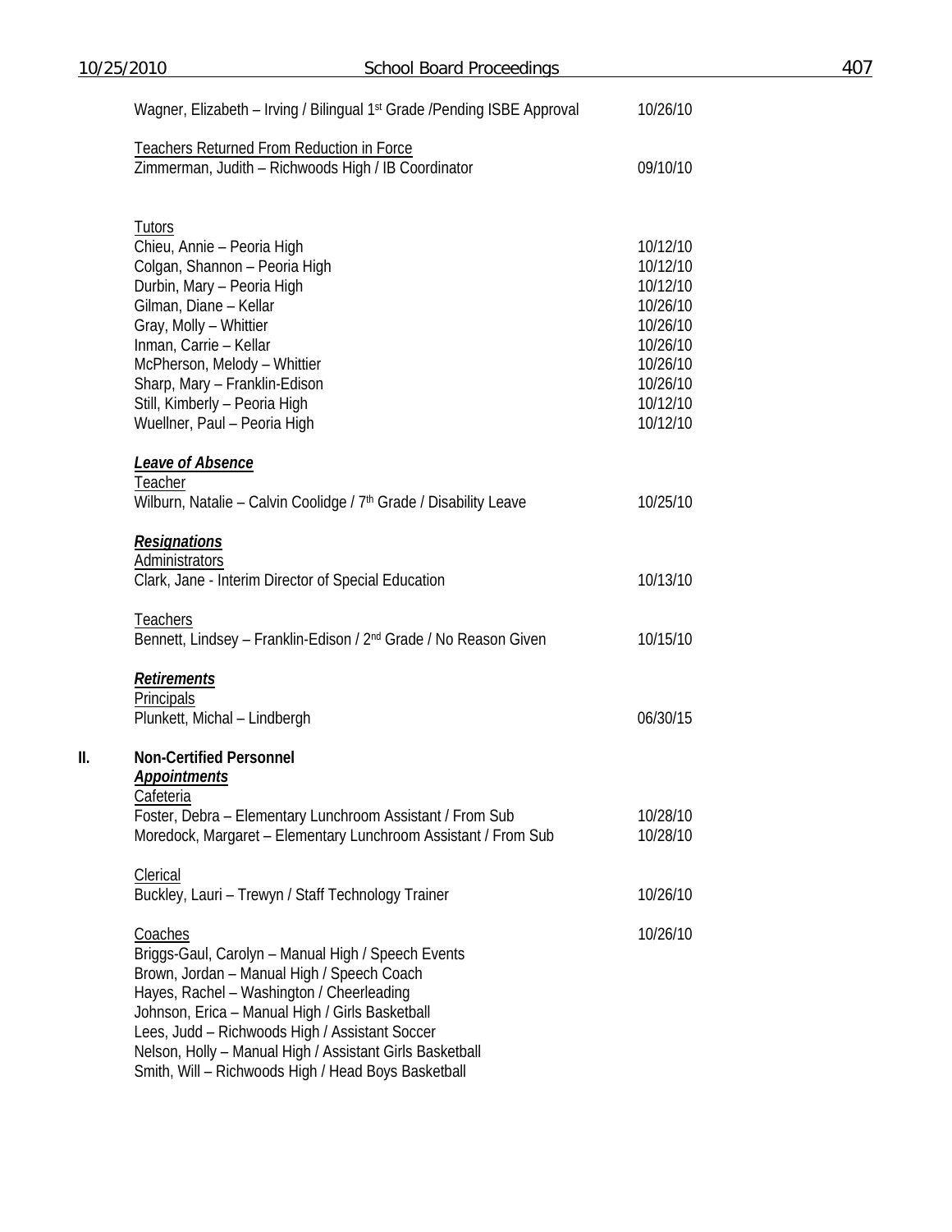Wagner, Elizabeth – Irving / Bilingual 1st Grade /Pending ISBE Approval 10/26/10

Teachers Returned From Reduction in Force

Zimmerman, Judith – Richwoods High / IB Coordinator 09/10/10

Tutors

Chieu, Annie – Peoria High 10/12/10
Colgan, Shannon – Peoria High 10/12/10
Durbin, Mary – Peoria High 10/12/10
Gilman, Diane – Kellar 10/26/10
Gray, Molly – Whittier 10/26/10
Inman, Carrie – Kellar 10/26/10
McPherson, Melody – Whittier 10/26/10
Sharp, Mary – Franklin-Edison 10/26/10
Still, Kimberly – Peoria High 10/12/10
Wuellner, Paul – Peoria High 10/12/10

***Leave of Absence***

Teacher

Wilburn, Natalie – Calvin Coolidge / 7th Grade / Disability Leave 10/25/10

***Resignations***

Administrators

Clark, Jane - Interim Director of Special Education 10/13/10

Teachers

Bennett, Lindsey – Franklin-Edison / 2nd Grade / No Reason Given 10/15/10

***Retirements***

Principals

Plunkett, Michal – Lindbergh 06/30/15

## II. Non-Certified Personnel

***Appointments***

Cafeteria

Foster, Debra – Elementary Lunchroom Assistant / From Sub 10/28/10
Moredock, Margaret – Elementary Lunchroom Assistant / From Sub 10/28/10

Clerical

Buckley, Lauri – Trewyn / Staff Technology Trainer 10/26/10

Coaches 10/26/10

Briggs-Gaul, Carolyn – Manual High / Speech Events
Brown, Jordan – Manual High / Speech Coach
Hayes, Rachel – Washington / Cheerleading
Johnson, Erica – Manual High / Girls Basketball
Lees, Judd – Richwoods High / Assistant Soccer
Nelson, Holly – Manual High / Assistant Girls Basketball
Smith, Will – Richwoods High / Head Boys Basketball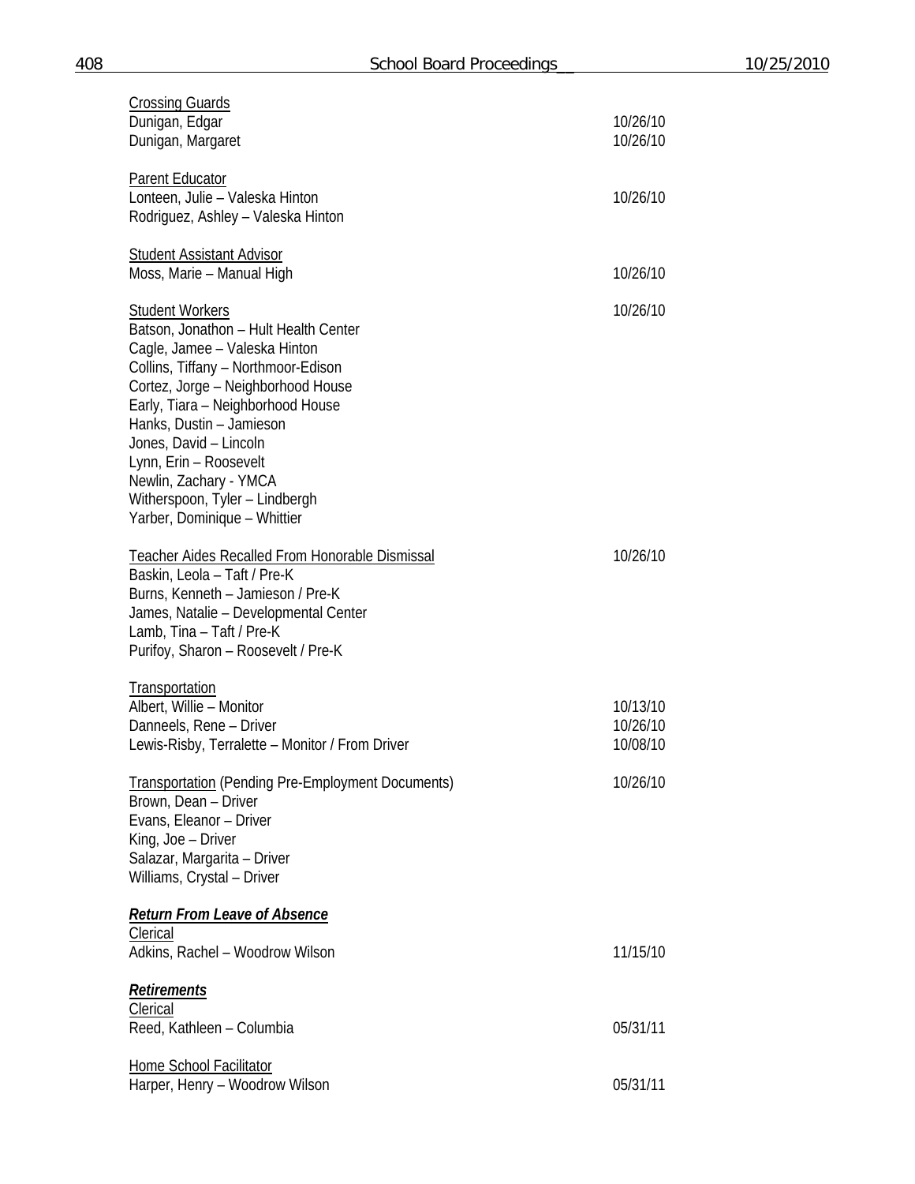Crossing Guards

| | |
|---|---|
| Dunigan, Edgar | 10/26/10 |
| Dunigan, Margaret | 10/26/10 |

Parent Educator

| | |
|---|---|
| Lonteen, Julie – Valeska Hinton | 10/26/10 |
| Rodriguez, Ashley – Valeska Hinton | |

Student Assistant Advisor

| | |
|---|---|
| Moss, Marie – Manual High | 10/26/10 |

Student Workers — 10/26/10

Batson, Jonathon – Hult Health Center
Cagle, Jamee – Valeska Hinton
Collins, Tiffany – Northmoor-Edison
Cortez, Jorge – Neighborhood House
Early, Tiara – Neighborhood House
Hanks, Dustin – Jamieson
Jones, David – Lincoln
Lynn, Erin – Roosevelt
Newlin, Zachary - YMCA
Witherspoon, Tyler – Lindbergh
Yarber, Dominique – Whittier

Teacher Aides Recalled From Honorable Dismissal — 10/26/10

Baskin, Leola – Taft / Pre-K
Burns, Kenneth – Jamieson / Pre-K
James, Natalie – Developmental Center
Lamb, Tina – Taft / Pre-K
Purifoy, Sharon – Roosevelt / Pre-K

Transportation

| | |
|---|---|
| Albert, Willie – Monitor | 10/13/10 |
| Danneels, Rene – Driver | 10/26/10 |
| Lewis-Risby, Terralette – Monitor / From Driver | 10/08/10 |

Transportation (Pending Pre-Employment Documents) — 10/26/10

Brown, Dean – Driver
Evans, Eleanor – Driver
King, Joe – Driver
Salazar, Margarita – Driver
Williams, Crystal – Driver

***Return From Leave of Absence***

Clerical

| | |
|---|---|
| Adkins, Rachel – Woodrow Wilson | 11/15/10 |

***Retirements***

Clerical

| | |
|---|---|
| Reed, Kathleen – Columbia | 05/31/11 |

Home School Facilitator

| | |
|---|---|
| Harper, Henry – Woodrow Wilson | 05/31/11 |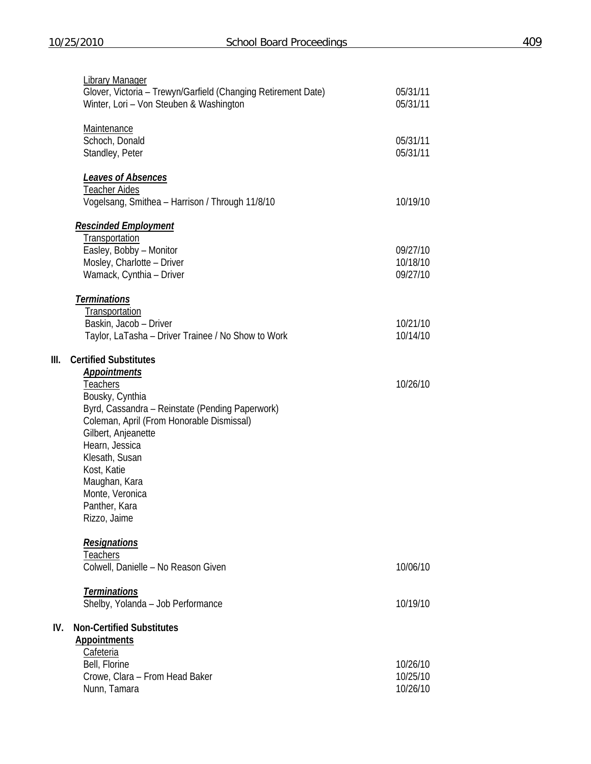Library Manager
Glover, Victoria – Trewyn/Garfield (Changing Retirement Date) 05/31/11
Winter, Lori – Von Steuben & Washington 05/31/11

Maintenance
Schoch, Donald 05/31/11
Standley, Peter 05/31/11

***Leaves of Absences***
Teacher Aides
Vogelsang, Smithea – Harrison / Through 11/8/10 10/19/10

***Rescinded Employment***
Transportation
Easley, Bobby – Monitor 09/27/10
Mosley, Charlotte – Driver 10/18/10
Wamack, Cynthia – Driver 09/27/10

***Terminations***
Transportation
Baskin, Jacob – Driver 10/21/10
Taylor, LaTasha – Driver Trainee / No Show to Work 10/14/10

**III. Certified Substitutes**

***Appointments***
Teachers 10/26/10
Bousky, Cynthia
Byrd, Cassandra – Reinstate (Pending Paperwork)
Coleman, April (From Honorable Dismissal)
Gilbert, Anjeanette
Hearn, Jessica
Klesath, Susan
Kost, Katie
Maughan, Kara
Monte, Veronica
Panther, Kara
Rizzo, Jaime

***Resignations***
Teachers
Colwell, Danielle – No Reason Given 10/06/10

***Terminations***
Shelby, Yolanda – Job Performance 10/19/10

**IV. Non-Certified Substitutes**

**Appointments**
Cafeteria
Bell, Florine 10/26/10
Crowe, Clara – From Head Baker 10/25/10
Nunn, Tamara 10/26/10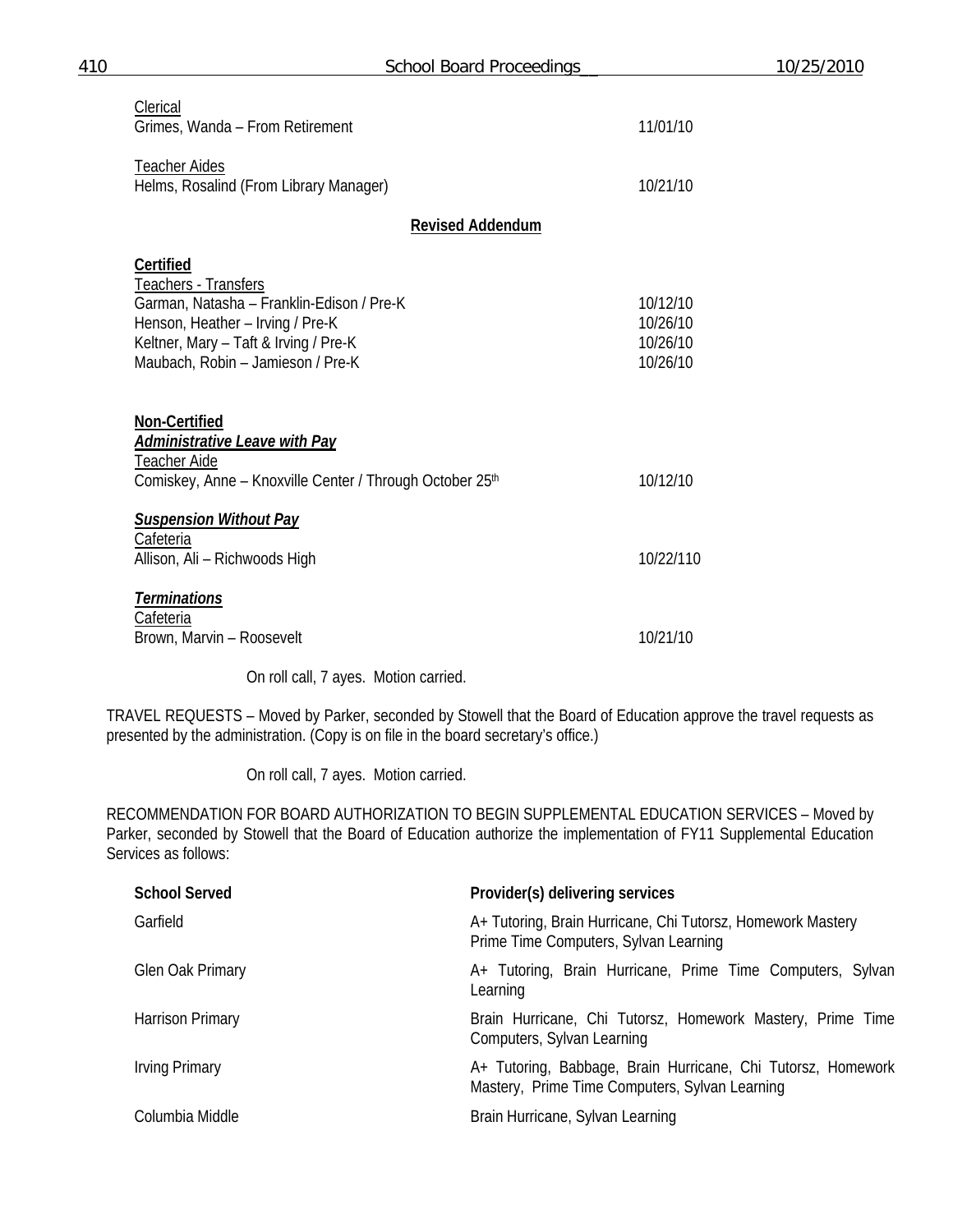Clerical
Grimes, Wanda – From Retirement 11/01/10

Teacher Aides
Helms, Rosalind (From Library Manager) 10/21/10

**Revised Addendum**

**Certified**
Teachers - Transfers

| | |
|---|---|
| Garman, Natasha – Franklin-Edison / Pre-K | 10/12/10 |
| Henson, Heather – Irving / Pre-K | 10/26/10 |
| Keltner, Mary – Taft & Irving / Pre-K | 10/26/10 |
| Maubach, Robin – Jamieson / Pre-K | 10/26/10 |

**Non-Certified**
***Administrative Leave with Pay***
Teacher Aide
Comiskey, Anne – Knoxville Center / Through October 25th 10/12/10

***Suspension Without Pay***
Cafeteria
Allison, Ali – Richwoods High 10/22/110

***Terminations***
Cafeteria
Brown, Marvin – Roosevelt 10/21/10

On roll call, 7 ayes. Motion carried.

TRAVEL REQUESTS – Moved by Parker, seconded by Stowell that the Board of Education approve the travel requests as presented by the administration. (Copy is on file in the board secretary's office.)

On roll call, 7 ayes. Motion carried.

RECOMMENDATION FOR BOARD AUTHORIZATION TO BEGIN SUPPLEMENTAL EDUCATION SERVICES – Moved by Parker, seconded by Stowell that the Board of Education authorize the implementation of FY11 Supplemental Education Services as follows:

| School Served | Provider(s) delivering services |
|---|---|
| Garfield | A+ Tutoring, Brain Hurricane, Chi Tutorsz, Homework Mastery Prime Time Computers, Sylvan Learning |
| Glen Oak Primary | A+ Tutoring, Brain Hurricane, Prime Time Computers, Sylvan Learning |
| Harrison Primary | Brain Hurricane, Chi Tutorsz, Homework Mastery, Prime Time Computers, Sylvan Learning |
| Irving Primary | A+ Tutoring, Babbage, Brain Hurricane, Chi Tutorsz, Homework Mastery, Prime Time Computers, Sylvan Learning |
| Columbia Middle | Brain Hurricane, Sylvan Learning |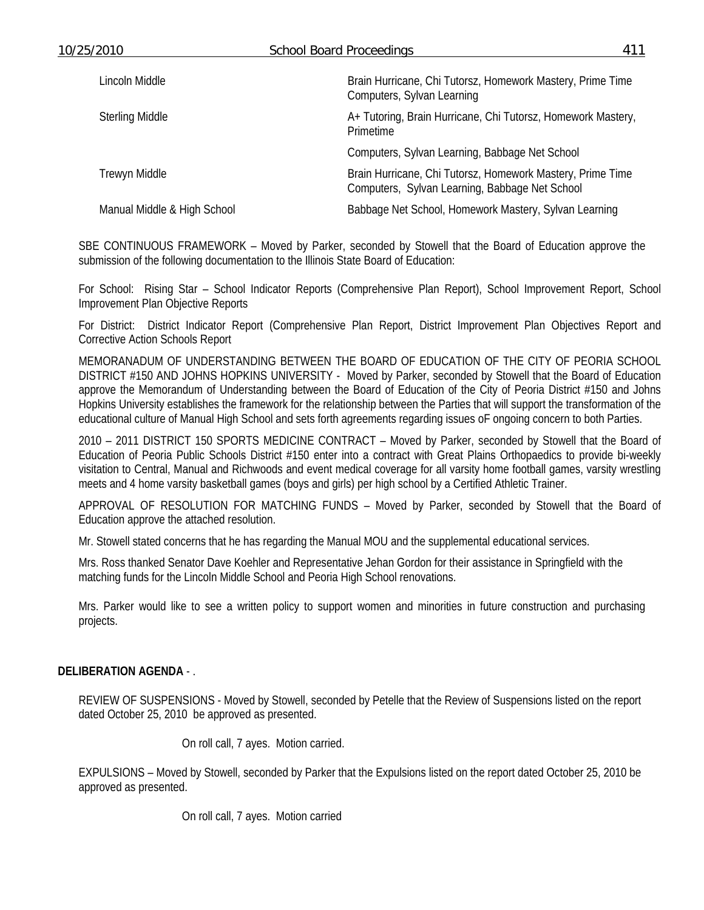| | |
|---|---|
| Lincoln Middle | Brain Hurricane, Chi Tutorsz, Homework Mastery, Prime Time Computers, Sylvan Learning |
| Sterling Middle | A+ Tutoring, Brain Hurricane, Chi Tutorsz, Homework Mastery, Primetime |
| | Computers, Sylvan Learning, Babbage Net School |
| Trewyn Middle | Brain Hurricane, Chi Tutorsz, Homework Mastery, Prime Time Computers, Sylvan Learning, Babbage Net School |
| Manual Middle & High School | Babbage Net School, Homework Mastery, Sylvan Learning |

SBE CONTINUOUS FRAMEWORK – Moved by Parker, seconded by Stowell that the Board of Education approve the submission of the following documentation to the Illinois State Board of Education:

For School: Rising Star – School Indicator Reports (Comprehensive Plan Report), School Improvement Report, School Improvement Plan Objective Reports

For District: District Indicator Report (Comprehensive Plan Report, District Improvement Plan Objectives Report and Corrective Action Schools Report

MEMORANADUM OF UNDERSTANDING BETWEEN THE BOARD OF EDUCATION OF THE CITY OF PEORIA SCHOOL DISTRICT #150 AND JOHNS HOPKINS UNIVERSITY - Moved by Parker, seconded by Stowell that the Board of Education approve the Memorandum of Understanding between the Board of Education of the City of Peoria District #150 and Johns Hopkins University establishes the framework for the relationship between the Parties that will support the transformation of the educational culture of Manual High School and sets forth agreements regarding issues oF ongoing concern to both Parties.

2010 – 2011 DISTRICT 150 SPORTS MEDICINE CONTRACT – Moved by Parker, seconded by Stowell that the Board of Education of Peoria Public Schools District #150 enter into a contract with Great Plains Orthopaedics to provide bi-weekly visitation to Central, Manual and Richwoods and event medical coverage for all varsity home football games, varsity wrestling meets and 4 home varsity basketball games (boys and girls) per high school by a Certified Athletic Trainer.

APPROVAL OF RESOLUTION FOR MATCHING FUNDS – Moved by Parker, seconded by Stowell that the Board of Education approve the attached resolution.

Mr. Stowell stated concerns that he has regarding the Manual MOU and the supplemental educational services.

Mrs. Ross thanked Senator Dave Koehler and Representative Jehan Gordon for their assistance in Springfield with the matching funds for the Lincoln Middle School and Peoria High School renovations.

Mrs. Parker would like to see a written policy to support women and minorities in future construction and purchasing projects.

**DELIBERATION AGENDA** - .

REVIEW OF SUSPENSIONS - Moved by Stowell, seconded by Petelle that the Review of Suspensions listed on the report dated October 25, 2010 be approved as presented.

On roll call, 7 ayes. Motion carried.

EXPULSIONS – Moved by Stowell, seconded by Parker that the Expulsions listed on the report dated October 25, 2010 be approved as presented.

On roll call, 7 ayes. Motion carried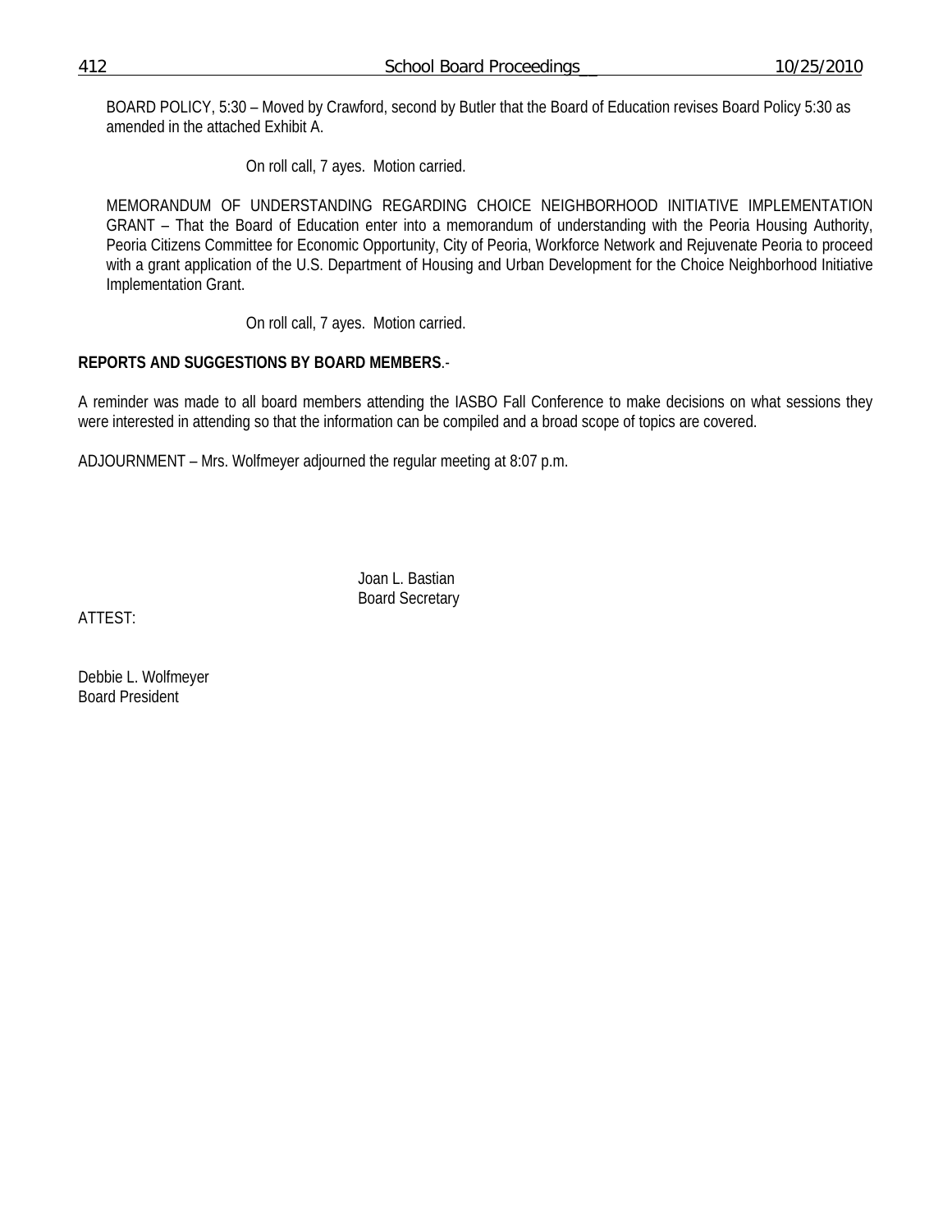BOARD POLICY, 5:30 – Moved by Crawford, second by Butler that the Board of Education revises Board Policy 5:30 as amended in the attached Exhibit A.

On roll call, 7 ayes. Motion carried.

MEMORANDUM OF UNDERSTANDING REGARDING CHOICE NEIGHBORHOOD INITIATIVE IMPLEMENTATION GRANT – That the Board of Education enter into a memorandum of understanding with the Peoria Housing Authority, Peoria Citizens Committee for Economic Opportunity, City of Peoria, Workforce Network and Rejuvenate Peoria to proceed with a grant application of the U.S. Department of Housing and Urban Development for the Choice Neighborhood Initiative Implementation Grant.

On roll call, 7 ayes. Motion carried.

**REPORTS AND SUGGESTIONS BY BOARD MEMBERS**.-

A reminder was made to all board members attending the IASBO Fall Conference to make decisions on what sessions they were interested in attending so that the information can be compiled and a broad scope of topics are covered.

ADJOURNMENT – Mrs. Wolfmeyer adjourned the regular meeting at 8:07 p.m.

Joan L. Bastian
Board Secretary

ATTEST:

Debbie L. Wolfmeyer
Board President